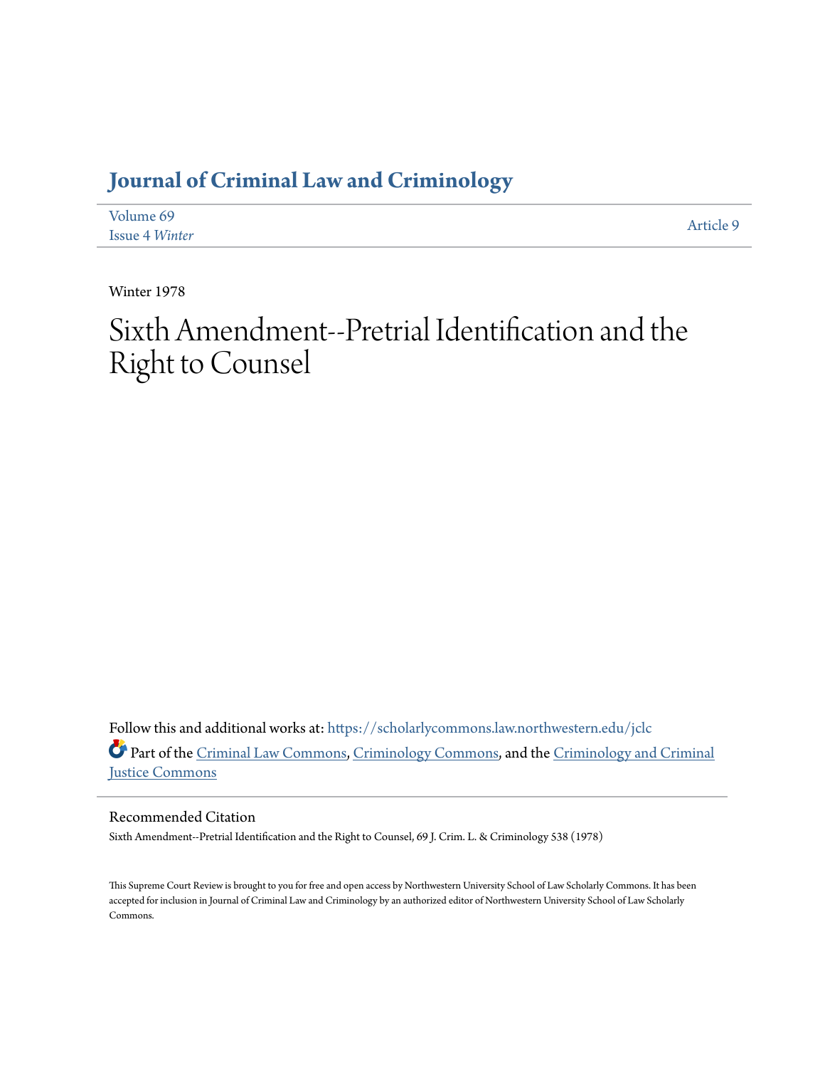# Journal of Criminal Law and Criminology

Volume 69
Issue 4 *Winter*

Article 9

Winter 1978

# Sixth Amendment--Pretrial Identification and the Right to Counsel

Follow this and additional works at: https://scholarlycommons.law.northwestern.edu/jclc

Part of the Criminal Law Commons, Criminology Commons, and the Criminology and Criminal Justice Commons

## Recommended Citation

Sixth Amendment--Pretrial Identification and the Right to Counsel, 69 J. Crim. L. & Criminology 538 (1978)

This Supreme Court Review is brought to you for free and open access by Northwestern University School of Law Scholarly Commons. It has been accepted for inclusion in Journal of Criminal Law and Criminology by an authorized editor of Northwestern University School of Law Scholarly Commons.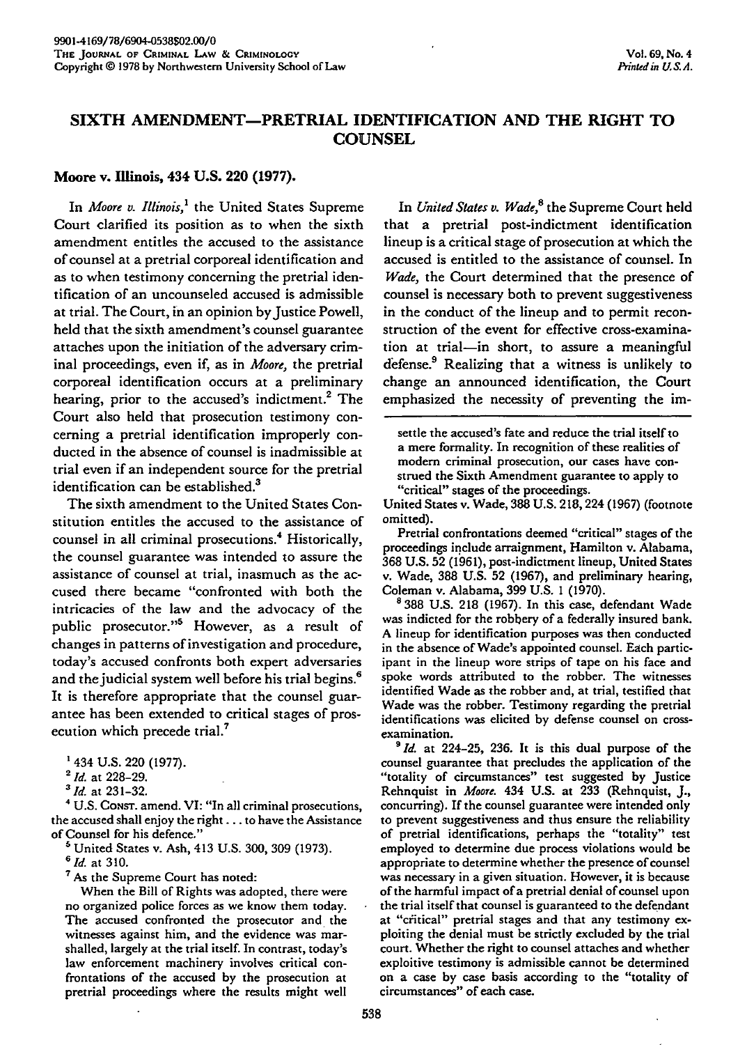# SIXTH AMENDMENT—PRETRIAL IDENTIFICATION AND THE RIGHT TO COUNSEL

## Moore v. Illinois, 434 U.S. 220 (1977).

In *Moore v. Illinois*,[1] the United States Supreme Court clarified its position as to when the sixth amendment entitles the accused to the assistance of counsel at a pretrial corporeal identification and as to when testimony concerning the pretrial identification of an uncounseled accused is admissible at trial. The Court, in an opinion by Justice Powell, held that the sixth amendment's counsel guarantee attaches upon the initiation of the adversary criminal proceedings, even if, as in *Moore*, the pretrial corporeal identification occurs at a preliminary hearing, prior to the accused's indictment.[2] The Court also held that prosecution testimony concerning a pretrial identification improperly conducted in the absence of counsel is inadmissible at trial even if an independent source for the pretrial identification can be established.[3]

The sixth amendment to the United States Constitution entitles the accused to the assistance of counsel in all criminal prosecutions.[4] Historically, the counsel guarantee was intended to assure the assistance of counsel at trial, inasmuch as the accused there became "confronted with both the intricacies of the law and the advocacy of the public prosecutor."[5] However, as a result of changes in patterns of investigation and procedure, today's accused confronts both expert adversaries and the judicial system well before his trial begins.[6] It is therefore appropriate that the counsel guarantee has been extended to critical stages of prosecution which precede trial.[7]

In *United States v. Wade*,[8] the Supreme Court held that a pretrial post-indictment identification lineup is a critical stage of prosecution at which the accused is entitled to the assistance of counsel. In *Wade*, the Court determined that the presence of counsel is necessary both to prevent suggestiveness in the conduct of the lineup and to permit reconstruction of the event for effective cross-examination at trial—in short, to assure a meaningful defense.[9] Realizing that a witness is unlikely to change an announced identification, the Court emphasized the necessity of preventing the im-

---

[1] 434 U.S. 220 (1977).

[2] *Id.* at 228–29.

[3] *Id.* at 231–32.

[4] U.S. CONST. amend. VI: "In all criminal prosecutions, the accused shall enjoy the right . . . to have the Assistance of Counsel for his defence."

[5] United States v. Ash, 413 U.S. 300, 309 (1973).

[6] *Id.* at 310.

[7] As the Supreme Court has noted:

> When the Bill of Rights was adopted, there were no organized police forces as we know them today. The accused confronted the prosecutor and the witnesses against him, and the evidence was marshalled, largely at the trial itself. In contrast, today's law enforcement machinery involves critical confrontations of the accused by the prosecution at pretrial proceedings where the results might well settle the accused's fate and reduce the trial itself to a mere formality. In recognition of these realities of modern criminal prosecution, our cases have construed the Sixth Amendment guarantee to apply to "critical" stages of the proceedings.

United States v. Wade, 388 U.S. 218, 224 (1967) (footnote omitted).

Pretrial confrontations deemed "critical" stages of the proceedings include arraignment, Hamilton v. Alabama, 368 U.S. 52 (1961), post-indictment lineup, United States v. Wade, 388 U.S. 52 (1967), and preliminary hearing, Coleman v. Alabama, 399 U.S. 1 (1970).

[8] 388 U.S. 218 (1967). In this case, defendant Wade was indicted for the robbery of a federally insured bank. A lineup for identification purposes was then conducted in the absence of Wade's appointed counsel. Each participant in the lineup wore strips of tape on his face and spoke words attributed to the robber. The witnesses identified Wade as the robber and, at trial, testified that Wade was the robber. Testimony regarding the pretrial identifications was elicited by defense counsel on cross-examination.

[9] *Id.* at 224–25, 236. It is this dual purpose of the counsel guarantee that precludes the application of the "totality of circumstances" test suggested by Justice Rehnquist in *Moore*. 434 U.S. at 233 (Rehnquist, J., concurring). If the counsel guarantee were intended only to prevent suggestiveness and thus ensure the reliability of pretrial identifications, perhaps the "totality" test employed to determine due process violations would be appropriate to determine whether the presence of counsel was necessary in a given situation. However, it is because of the harmful impact of a pretrial denial of counsel upon the trial itself that counsel is guaranteed to the defendant at "critical" pretrial stages and that any testimony exploiting the denial must be strictly excluded by the trial court. Whether the right to counsel attaches and whether exploitive testimony is admissible cannot be determined on a case by case basis according to the "totality of circumstances" of each case.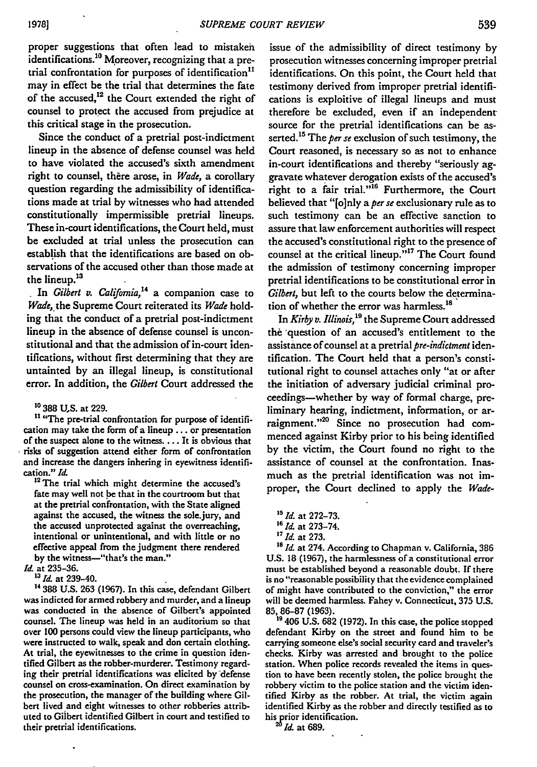proper suggestions that often lead to mistaken identifications.[10] Moreover, recognizing that a pretrial confrontation for purposes of identification[11] may in effect be the trial that determines the fate of the accused,[12] the Court extended the right of counsel to protect the accused from prejudice at this critical stage in the prosecution.

Since the conduct of a pretrial post-indictment lineup in the absence of defense counsel was held to have violated the accused's sixth amendment right to counsel, there arose, in *Wade*, a corollary question regarding the admissibility of identifications made at trial by witnesses who had attended constitutionally impermissible pretrial lineups. These in-court identifications, the Court held, must be excluded at trial unless the prosecution can establish that the identifications are based on observations of the accused other than those made at the lineup.[13]

In *Gilbert v. California*,[14] a companion case to *Wade*, the Supreme Court reiterated its *Wade* holding that the conduct of a pretrial post-indictment lineup in the absence of defense counsel is unconstitutional and that the admission of in-court identifications, without first determining that they are untainted by an illegal lineup, is constitutional error. In addition, the *Gilbert* Court addressed the issue of the admissibility of direct testimony by prosecution witnesses concerning improper pretrial identifications. On this point, the Court held that testimony derived from improper pretrial identifications is exploitive of illegal lineups and must therefore be excluded, even if an independent source for the pretrial identifications can be asserted.[15] The *per se* exclusion of such testimony, the Court reasoned, is necessary so as not to enhance in-court identifications and thereby "seriously aggravate whatever derogation exists of the accused's right to a fair trial."[16] Furthermore, the Court believed that "[o]nly a *per se* exclusionary rule as to such testimony can be an effective sanction to assure that law enforcement authorities will respect the accused's constitutional right to the presence of counsel at the critical lineup."[17] The Court found the admission of testimony concerning improper pretrial identifications to be constitutional error in *Gilbert*, but left to the courts below the determination of whether the error was harmless.[18]

In *Kirby v. Illinois*,[19] the Supreme Court addressed the question of an accused's entitlement to the assistance of counsel at a pretrial *pre-indictment* identification. The Court held that a person's constitutional right to counsel attaches only "at or after the initiation of adversary judicial criminal proceedings—whether by way of formal charge, preliminary hearing, indictment, information, or arraignment."[20] Since no prosecution had commenced against Kirby prior to his being identified by the victim, the Court found no right to the assistance of counsel at the confrontation. Inasmuch as the pretrial identification was not improper, the Court declined to apply the *Wade*-

---

[10] 388 U.S. at 229.

[11] "The pre-trial confrontation for purpose of identification may take the form of a lineup . . . or presentation of the suspect alone to the witness. . . . It is obvious that risks of suggestion attend either form of confrontation and increase the dangers inhering in eyewitness identification." *Id.*

[12] The trial which might determine the accused's fate may well not be that in the courtroom but that at the pretrial confrontation, with the State aligned against the accused, the witness the sole jury, and the accused unprotected against the overreaching, intentional or unintentional, and with little or no effective appeal from the judgment there rendered by the witness—"that's the man."

*Id.* at 235–36.

[13] *Id.* at 239–40.

[14] 388 U.S. 263 (1967). In this case, defendant Gilbert was indicted for armed robbery and murder, and a lineup was conducted in the absence of Gilbert's appointed counsel. The lineup was held in an auditorium so that over 100 persons could view the lineup participants, who were instructed to walk, speak and don certain clothing. At trial, the eyewitnesses to the crime in question identified Gilbert as the robber-murderer. Testimony regarding their pretrial identifications was elicited by defense counsel on cross-examination. On direct examination by the prosecution, the manager of the building where Gilbert lived and eight witnesses to other robberies attributed to Gilbert identified Gilbert in court and testified to their pretrial identifications.

[15] *Id.* at 272–73.

[16] *Id.* at 273–74.

[17] *Id.* at 273.

[18] *Id.* at 274. According to Chapman v. California, 386 U.S. 18 (1967), the harmlessness of a constitutional error must be established beyond a reasonable doubt. If there is no "reasonable possibility that the evidence complained of might have contributed to the conviction," the error will be deemed harmless. Fahey v. Connecticut, 375 U.S. 85, 86–87 (1963).

[19] 406 U.S. 682 (1972). In this case, the police stopped defendant Kirby on the street and found him to be carrying someone else's social security card and traveler's checks. Kirby was arrested and brought to the police station. When police records revealed the items in question to have been recently stolen, the police brought the robbery victim to the police station and the victim identified Kirby as the robber. At trial, the victim again identified Kirby as the robber and directly testified as to his prior identification.

[20] *Id.* at 689.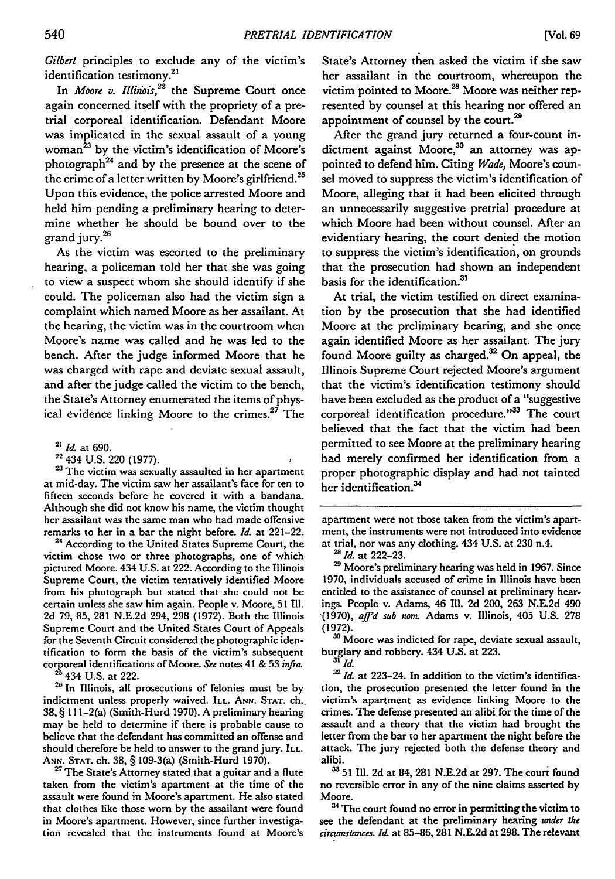*Gilbert* principles to exclude any of the victim's identification testimony.[21]

In *Moore v. Illinois*,[22] the Supreme Court once again concerned itself with the propriety of a pretrial corporeal identification. Defendant Moore was implicated in the sexual assault of a young woman[23] by the victim's identification of Moore's photograph[24] and by the presence at the scene of the crime of a letter written by Moore's girlfriend.[25] Upon this evidence, the police arrested Moore and held him pending a preliminary hearing to determine whether he should be bound over to the grand jury.[26]

As the victim was escorted to the preliminary hearing, a policeman told her that she was going to view a suspect whom she should identify if she could. The policeman also had the victim sign a complaint which named Moore as her assailant. At the hearing, the victim was in the courtroom when Moore's name was called and he was led to the bench. After the judge informed Moore that he was charged with rape and deviate sexual assault, and after the judge called the victim to the bench, the State's Attorney enumerated the items of physical evidence linking Moore to the crimes.[27] The State's Attorney then asked the victim if she saw her assailant in the courtroom, whereupon the victim pointed to Moore.[28] Moore was neither represented by counsel at this hearing nor offered an appointment of counsel by the court.[29]

After the grand jury returned a four-count indictment against Moore,[30] an attorney was appointed to defend him. Citing *Wade*, Moore's counsel moved to suppress the victim's identification of Moore, alleging that it had been elicited through an unnecessarily suggestive pretrial procedure at which Moore had been without counsel. After an evidentiary hearing, the court denied the motion to suppress the victim's identification, on grounds that the prosecution had shown an independent basis for the identification.[31]

At trial, the victim testified on direct examination by the prosecution that she had identified Moore at the preliminary hearing, and she once again identified Moore as her assailant. The jury found Moore guilty as charged.[32] On appeal, the Illinois Supreme Court rejected Moore's argument that the victim's identification testimony should have been excluded as the product of a "suggestive corporeal identification procedure."[33] The court believed that the fact that the victim had been permitted to see Moore at the preliminary hearing had merely confirmed her identification from a proper photographic display and had not tainted her identification.[34]

---

[21] *Id.* at 690.

[22] 434 U.S. 220 (1977).

[23] The victim was sexually assaulted in her apartment at mid-day. The victim saw her assailant's face for ten to fifteen seconds before he covered it with a bandana. Although she did not know his name, the victim thought her assailant was the same man who had made offensive remarks to her in a bar the night before. *Id.* at 221–22.

[24] According to the United States Supreme Court, the victim chose two or three photographs, one of which pictured Moore. 434 U.S. at 222. According to the Illinois Supreme Court, the victim tentatively identified Moore from his photograph but stated that she could not be certain unless she saw him again. People v. Moore, 51 Ill. 2d 79, 85, 281 N.E.2d 294, 298 (1972). Both the Illinois Supreme Court and the United States Court of Appeals for the Seventh Circuit considered the photographic identification to form the basis of the victim's subsequent corporeal identifications of Moore. *See* notes 41 & 53 *infra*.

[25] 434 U.S. at 222.

[26] In Illinois, all prosecutions of felonies must be by indictment unless properly waived. ILL. ANN. STAT. ch. 38, § 111-2(a) (Smith-Hurd 1970). A preliminary hearing may be held to determine if there is probable cause to believe that the defendant has committed an offense and should therefore be held to answer to the grand jury. ILL. ANN. STAT. ch. 38, § 109-3(a) (Smith-Hurd 1970).

[27] The State's Attorney stated that a guitar and a flute taken from the victim's apartment at the time of the assault were found in Moore's apartment. He also stated that clothes like those worn by the assailant were found in Moore's apartment. However, since further investigation revealed that the instruments found at Moore's apartment were not those taken from the victim's apartment, the instruments were not introduced into evidence at trial, nor was any clothing. 434 U.S. at 230 n.4.

[28] *Id.* at 222–23.

[29] Moore's preliminary hearing was held in 1967. Since 1970, individuals accused of crime in Illinois have been entitled to the assistance of counsel at preliminary hearings. People v. Adams, 46 Ill. 2d 200, 263 N.E.2d 490 (1970), *aff'd sub nom.* Adams v. Illinois, 405 U.S. 278 (1972).

[30] Moore was indicted for rape, deviate sexual assault, burglary and robbery. 434 U.S. at 223.

[31] *Id.*

[32] *Id.* at 223–24. In addition to the victim's identification, the prosecution presented the letter found in the victim's apartment as evidence linking Moore to the crimes. The defense presented an alibi for the time of the assault and a theory that the victim had brought the letter from the bar to her apartment the night before the attack. The jury rejected both the defense theory and alibi.

[33] 51 Ill. 2d at 84, 281 N.E.2d at 297. The court found no reversible error in any of the nine claims asserted by Moore.

[34] The court found no error in permitting the victim to see the defendant at the preliminary hearing *under the circumstances*. *Id.* at 85–86, 281 N.E.2d at 298. The relevant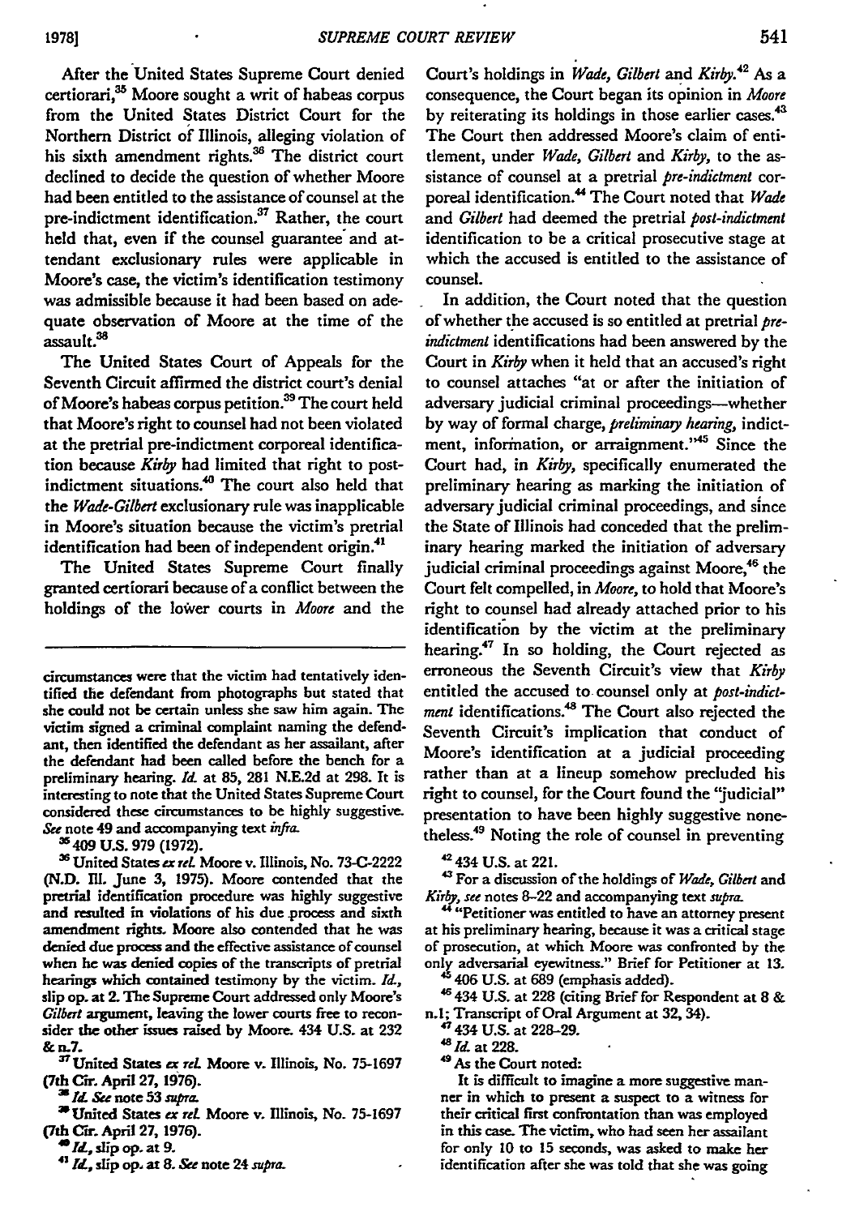After the United States Supreme Court denied certiorari,[35] Moore sought a writ of habeas corpus from the United States District Court for the Northern District of Illinois, alleging violation of his sixth amendment rights.[36] The district court declined to decide the question of whether Moore had been entitled to the assistance of counsel at the pre-indictment identification.[37] Rather, the court held that, even if the counsel guarantee and attendant exclusionary rules were applicable in Moore's case, the victim's identification testimony was admissible because it had been based on adequate observation of Moore at the time of the assault.[38]

The United States Court of Appeals for the Seventh Circuit affirmed the district court's denial of Moore's habeas corpus petition.[39] The court held that Moore's right to counsel had not been violated at the pretrial pre-indictment corporeal identification because *Kirby* had limited that right to post-indictment situations.[40] The court also held that the *Wade-Gilbert* exclusionary rule was inapplicable in Moore's situation because the victim's pretrial identification had been of independent origin.[41]

The United States Supreme Court finally granted certiorari because of a conflict between the holdings of the lower courts in *Moore* and the Court's holdings in *Wade, Gilbert* and *Kirby*.[42] As a consequence, the Court began its opinion in *Moore* by reiterating its holdings in those earlier cases.[43] The Court then addressed Moore's claim of entitlement, under *Wade, Gilbert* and *Kirby*, to the assistance of counsel at a pretrial *pre-indictment* corporeal identification.[44] The Court noted that *Wade* and *Gilbert* had deemed the pretrial *post-indictment* identification to be a critical prosecutive stage at which the accused is entitled to the assistance of counsel.

In addition, the Court noted that the question of whether the accused is so entitled at pretrial *pre-indictment* identifications had been answered by the Court in *Kirby* when it held that an accused's right to counsel attaches "at or after the initiation of adversary judicial criminal proceedings—whether by way of formal charge, *preliminary hearing*, indictment, information, or arraignment."[45] Since the Court had, in *Kirby*, specifically enumerated the preliminary hearing as marking the initiation of adversary judicial criminal proceedings, and since the State of Illinois had conceded that the preliminary hearing marked the initiation of adversary judicial criminal proceedings against Moore,[46] the Court felt compelled, in *Moore*, to hold that Moore's right to counsel had already attached prior to his identification by the victim at the preliminary hearing.[47] In so holding, the Court rejected as erroneous the Seventh Circuit's view that *Kirby* entitled the accused to counsel only at *post-indictment* identifications.[48] The Court also rejected the Seventh Circuit's implication that conduct of Moore's identification at a judicial proceeding rather than at a lineup somehow precluded his right to counsel, for the Court found the "judicial" presentation to have been highly suggestive nonetheless.[49] Noting the role of counsel in preventing

---

circumstances were that the victim had tentatively identified the defendant from photographs but stated that she could not be certain unless she saw him again. The victim signed a criminal complaint naming the defendant, then identified the defendant as her assailant, after the defendant had been called before the bench for a preliminary hearing. *Id.* at 85, 281 N.E.2d at 298. It is interesting to note that the United States Supreme Court considered these circumstances to be highly suggestive. *See* note 49 and accompanying text *infra.*

[35] 409 U.S. 979 (1972).

[36] United States *ex rel.* Moore v. Illinois, No. 73-C-2222 (N.D. Ill. June 3, 1975). Moore contended that the pretrial identification procedure was highly suggestive and resulted in violations of his due process and sixth amendment rights. Moore also contended that he was denied due process and the effective assistance of counsel when he was denied copies of the transcripts of pretrial hearings which contained testimony by the victim. *Id.*, slip op. at 2. The Supreme Court addressed only Moore's *Gilbert* argument, leaving the lower courts free to reconsider the other issues raised by Moore. 434 U.S. at 232 & n.7.

[37] United States *ex rel.* Moore v. Illinois, No. 75-1697 (7th Cir. April 27, 1976).

[38] *Id. See* note 53 *supra.*

[39] United States *ex rel.* Moore v. Illinois, No. 75-1697 (7th Cir. April 27, 1976).

[40] *Id.*, slip op. at 9.

[41] *Id.*, slip op. at 8. *See* note 24 *supra.*

[42] 434 U.S. at 221.

[43] For a discussion of the holdings of *Wade, Gilbert* and *Kirby*, *see* notes 8–22 and accompanying text *supra.*

[44] "Petitioner was entitled to have an attorney present at his preliminary hearing, because it was a critical stage of prosecution, at which Moore was confronted by the only adversarial eyewitness." Brief for Petitioner at 13.

[45] 406 U.S. at 689 (emphasis added).

[46] 434 U.S. at 228 (citing Brief for Respondent at 8 & n.1; Transcript of Oral Argument at 32, 34).

[47] 434 U.S. at 228–29.

[48] *Id.* at 228.

[49] As the Court noted:

> It is difficult to imagine a more suggestive manner in which to present a suspect to a witness for their critical first confrontation than was employed in this case. The victim, who had seen her assailant for only 10 to 15 seconds, was asked to make her identification after she was told that she was going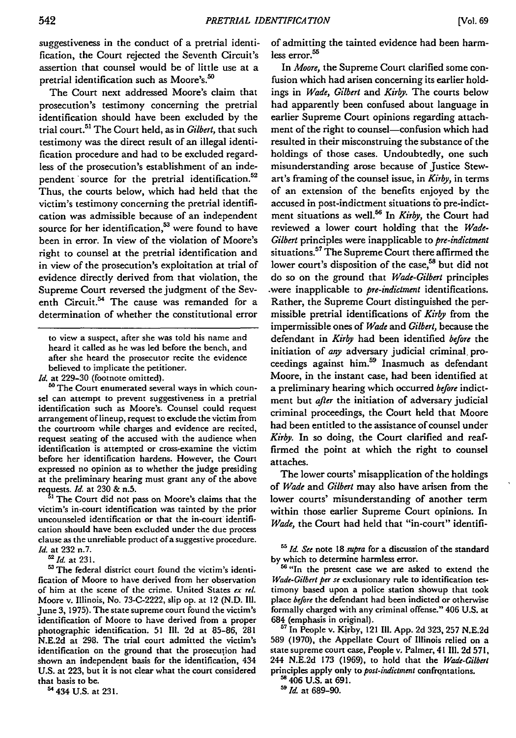suggestiveness in the conduct of a pretrial identification, the Court rejected the Seventh Circuit's assertion that counsel would be of little use at a pretrial identification such as Moore's.[50]

The Court next addressed Moore's claim that prosecution's testimony concerning the pretrial identification should have been excluded by the trial court.[51] The Court held, as in *Gilbert*, that such testimony was the direct result of an illegal identification procedure and had to be excluded regardless of the prosecution's establishment of an independent source for the pretrial identification.[52] Thus, the courts below, which had held that the victim's testimony concerning the pretrial identification was admissible because of an independent source for her identification,[53] were found to have been in error. In view of the violation of Moore's right to counsel at the pretrial identification and in view of the prosecution's exploitation at trial of evidence directly derived from that violation, the Supreme Court reversed the judgment of the Seventh Circuit.[54] The cause was remanded for a determination of whether the constitutional error of admitting the tainted evidence had been harmless error.[55]

In *Moore*, the Supreme Court clarified some confusion which had arisen concerning its earlier holdings in *Wade*, *Gilbert* and *Kirby*. The courts below had apparently been confused about language in earlier Supreme Court opinions regarding attachment of the right to counsel—confusion which had resulted in their misconstruing the substance of the holdings of those cases. Undoubtedly, one such misunderstanding arose because of Justice Stewart's framing of the counsel issue, in *Kirby*, in terms of an extension of the benefits enjoyed by the accused in post-indictment situations to pre-indictment situations as well.[56] In *Kirby*, the Court had reviewed a lower court holding that the *Wade-Gilbert* principles were inapplicable to *pre-indictment* situations.[57] The Supreme Court there affirmed the lower court's disposition of the case,[58] but did not do so on the ground that *Wade-Gilbert* principles were inapplicable to *pre-indictment* identifications. Rather, the Supreme Court distinguished the permissible pretrial identifications of *Kirby* from the impermissible ones of *Wade* and *Gilbert*, because the defendant in *Kirby* had been identified *before* the initiation of *any* adversary judicial criminal proceedings against him.[59] Inasmuch as defendant Moore, in the instant case, had been identified at a preliminary hearing which occurred *before* indictment but *after* the initiation of adversary judicial criminal proceedings, the Court held that Moore had been entitled to the assistance of counsel under *Kirby*. In so doing, the Court clarified and reaffirmed the point at which the right to counsel attaches.

The lower courts' misapplication of the holdings of *Wade* and *Gilbert* may also have arisen from the lower courts' misunderstanding of another term within those earlier Supreme Court opinions. In *Wade*, the Court had held that "in-court" identifi-

---

to view a suspect, after she was told his name and heard it called as he was led before the bench, and after she heard the prosecutor recite the evidence believed to implicate the petitioner.

*Id.* at 229-30 (footnote omitted).

[50] The Court enumerated several ways in which counsel can attempt to prevent suggestiveness in a pretrial identification such as Moore's. Counsel could request arrangement of lineup, request to exclude the victim from the courtroom while charges and evidence are recited, request seating of the accused with the audience when identification is attempted or cross-examine the victim before her identification hardens. However, the Court expressed no opinion as to whether the judge presiding at the preliminary hearing must grant any of the above requests. *Id.* at 230 & n.5.

[51] The Court did not pass on Moore's claims that the victim's in-court identification was tainted by the prior uncounseled identification or that the in-court identification should have been excluded under the due process clause as the unreliable product of a suggestive procedure. *Id.* at 232 n.7.

[52] *Id.* at 231.

[53] The federal district court found the victim's identification of Moore to have derived from her observation of him at the scene of the crime. United States *ex rel.* Moore v. Illinois, No. 73-C-2222, slip op. at 12 (N.D. Ill. June 3, 1975). The state supreme court found the victim's identification of Moore to have derived from a proper photographic identification. 51 Ill. 2d at 85-86, 281 N.E.2d at 298. The trial court admitted the victim's identification on the ground that the prosecution had shown an independent basis for the identification, 434 U.S. at 223, but it is not clear what the court considered that basis to be.

[54] 434 U.S. at 231.

[55] *Id. See* note 18 *supra* for a discussion of the standard by which to determine harmless error.

[56] "In the present case we are asked to extend the *Wade-Gilbert per se* exclusionary rule to identification testimony based upon a police station showup that took place *before* the defendant had been indicted or otherwise formally charged with any criminal offense." 406 U.S. at 684 (emphasis in original).

[57] In People v. Kirby, 121 Ill. App. 2d 323, 257 N.E.2d 589 (1970), the Appellate Court of Illinois relied on a state supreme court case, People v. Palmer, 41 Ill. 2d 571, 244 N.E.2d 173 (1969), to hold that the *Wade-Gilbert* principles apply only to *post-indictment* confrontations.

[58] 406 U.S. at 691.

[59] *Id.* at 689-90.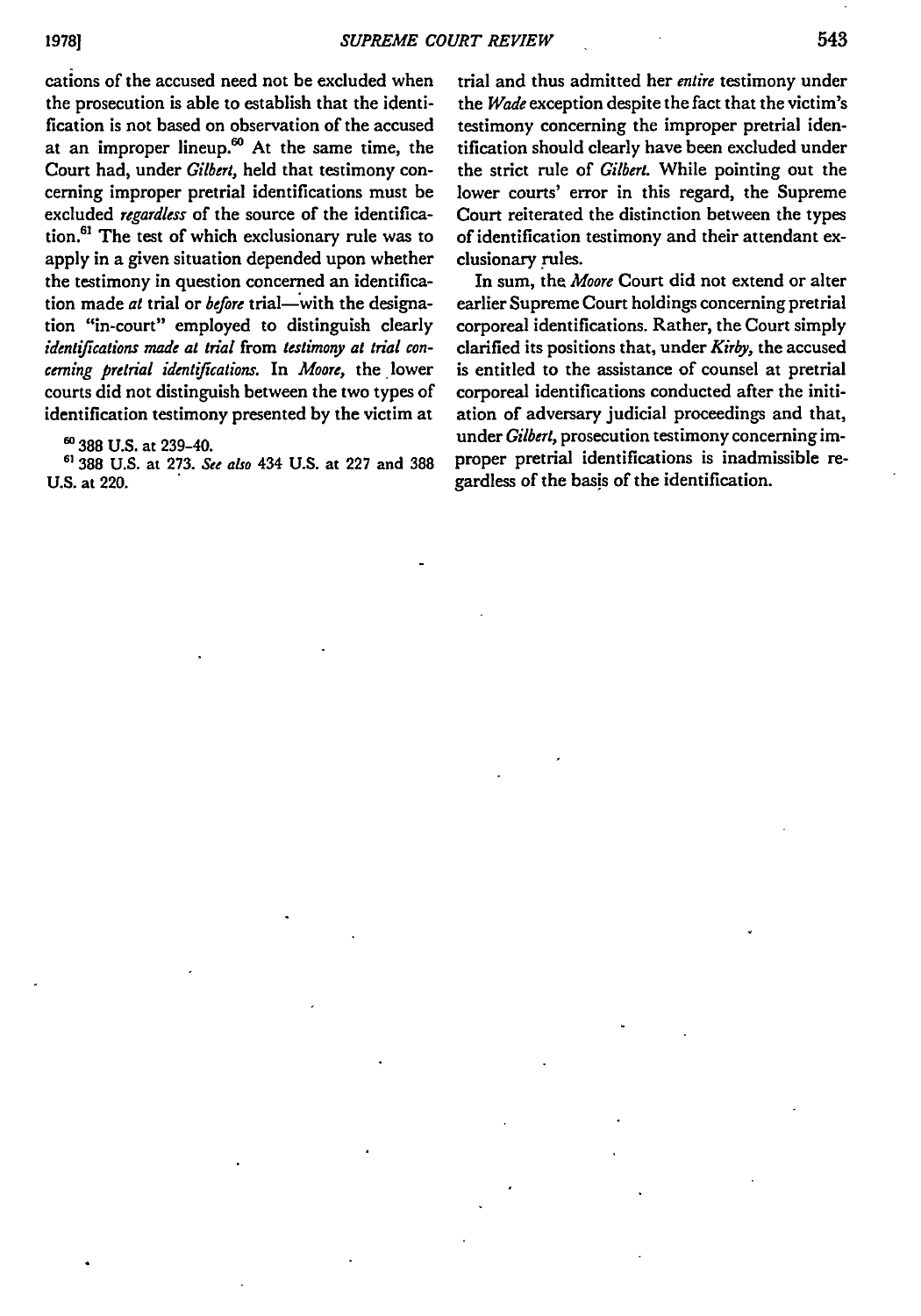cations of the accused need not be excluded when the prosecution is able to establish that the identification is not based on observation of the accused at an improper lineup.[60] At the same time, the Court had, under *Gilbert*, held that testimony concerning improper pretrial identifications must be excluded *regardless* of the source of the identification.[61] The test of which exclusionary rule was to apply in a given situation depended upon whether the testimony in question concerned an identification made *at* trial or *before* trial—with the designation "in-court" employed to distinguish clearly *identifications made at trial* from *testimony at trial concerning pretrial identifications*. In *Moore*, the lower courts did not distinguish between the two types of identification testimony presented by the victim at trial and thus admitted her *entire* testimony under the *Wade* exception despite the fact that the victim's testimony concerning the improper pretrial identification should clearly have been excluded under the strict rule of *Gilbert*. While pointing out the lower courts' error in this regard, the Supreme Court reiterated the distinction between the types of identification testimony and their attendant exclusionary rules.

In sum, the *Moore* Court did not extend or alter earlier Supreme Court holdings concerning pretrial corporeal identifications. Rather, the Court simply clarified its positions that, under *Kirby*, the accused is entitled to the assistance of counsel at pretrial corporeal identifications conducted after the initiation of adversary judicial proceedings and that, under *Gilbert*, prosecution testimony concerning improper pretrial identifications is inadmissible regardless of the basis of the identification.

[60] 388 U.S. at 239-40.

[61] 388 U.S. at 273. *See also* 434 U.S. at 227 and 388 U.S. at 220.